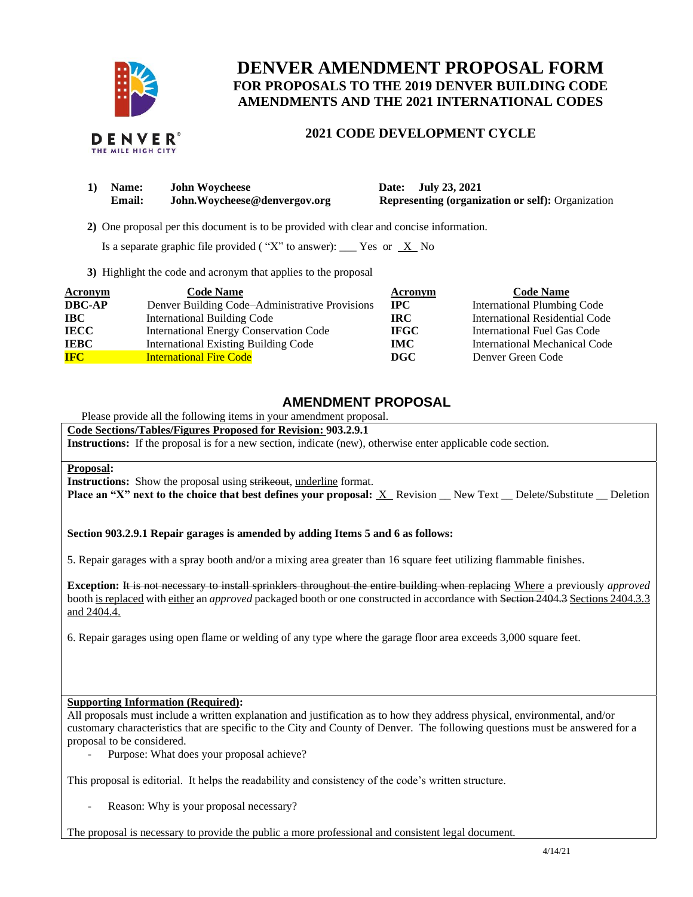# DENVER AMENDMENT PROPOSAL FORM

## FOR PROPOSALS TO THE 2019 DENVER BUILDING CODE AMENDMENTS AND THE 2021 INTERNATIONAL CODES

### 2021 CODE DEVELOPMENT CYCLE

DENVER
THE MILE HIGH CITY

**1) Name:** **John Woycheese** **Date:** **July 23, 2021**
**Email:** **John.Woycheese@denvergov.org** **Representing (organization or self):** Organization

**2)** One proposal per this document is to be provided with clear and concise information.

Is a separate graphic file provided ( "X" to answer): ___ Yes or _X_ No

**3)** Highlight the code and acronym that applies to the proposal

| Acronym | Code Name | Acronym | Code Name |
|---|---|---|---|
| **DBC-AP** | Denver Building Code–Administrative Provisions | **IPC** | International Plumbing Code |
| **IBC** | International Building Code | **IRC** | International Residential Code |
| **IECC** | International Energy Conservation Code | **IFGC** | International Fuel Gas Code |
| **IEBC** | International Existing Building Code | **IMC** | International Mechanical Code |
| **IFC** | International Fire Code | **DGC** | Denver Green Code |

## AMENDMENT PROPOSAL

Please provide all the following items in your amendment proposal.

**Code Sections/Tables/Figures Proposed for Revision: 903.2.9.1**
**Instructions:** If the proposal is for a new section, indicate (new), otherwise enter applicable code section.

**Proposal:**
**Instructions:** Show the proposal using ~~strikeout~~, underline format.
**Place an "X" next to the choice that best defines your proposal:** _X_ Revision __ New Text __ Delete/Substitute __ Deletion

**Section 903.2.9.1 Repair garages is amended by adding Items 5 and 6 as follows:**

5. Repair garages with a spray booth and/or a mixing area greater than 16 square feet utilizing flammable finishes.

**Exception:** ~~It is not necessary to install sprinklers throughout the entire building when replacing~~ Where a previously *approved* booth is replaced with either an *approved* packaged booth or one constructed in accordance with ~~Section 2404.3~~ Sections 2404.3.3 and 2404.4.

6. Repair garages using open flame or welding of any type where the garage floor area exceeds 3,000 square feet.

**Supporting Information (Required):**
All proposals must include a written explanation and justification as to how they address physical, environmental, and/or customary characteristics that are specific to the City and County of Denver. The following questions must be answered for a proposal to be considered.

- Purpose: What does your proposal achieve?

This proposal is editorial. It helps the readability and consistency of the code's written structure.

- Reason: Why is your proposal necessary?

The proposal is necessary to provide the public a more professional and consistent legal document.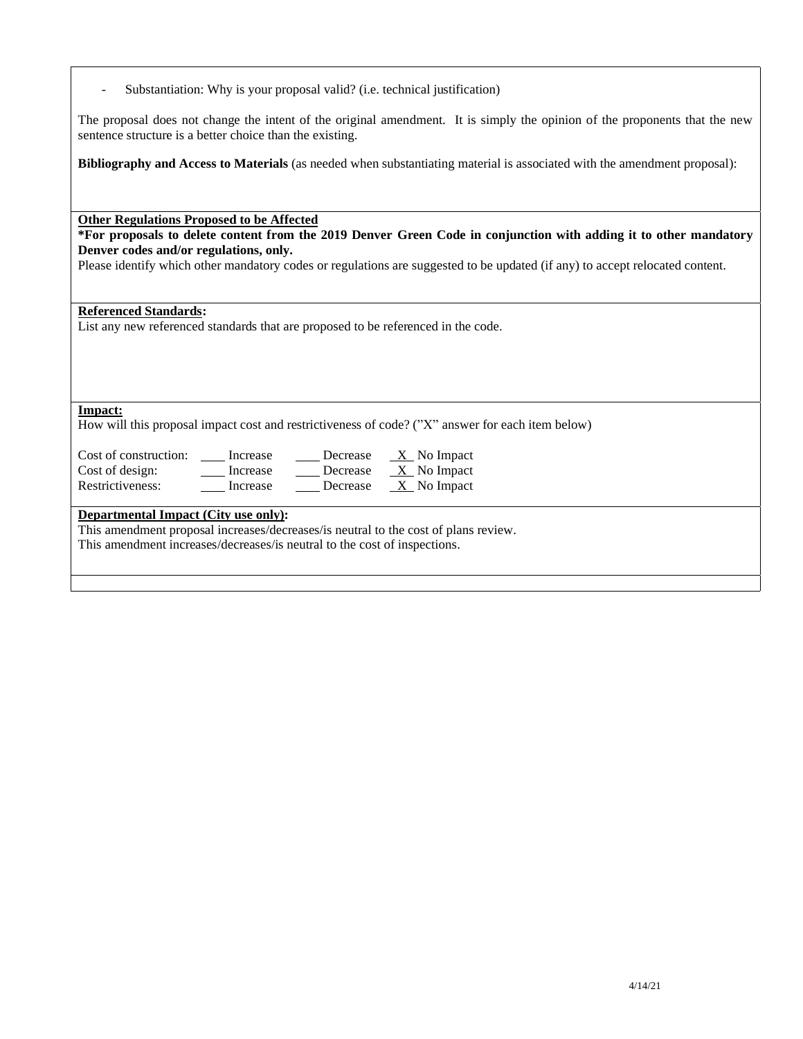- Substantiation: Why is your proposal valid? (i.e. technical justification)

The proposal does not change the intent of the original amendment. It is simply the opinion of the proponents that the new sentence structure is a better choice than the existing.

**Bibliography and Access to Materials** (as needed when substantiating material is associated with the amendment proposal):

**Other Regulations Proposed to be Affected**

***For proposals to delete content from the 2019 Denver Green Code in conjunction with adding it to other mandatory Denver codes and/or regulations, only.**

Please identify which other mandatory codes or regulations are suggested to be updated (if any) to accept relocated content.

**Referenced Standards:**

List any new referenced standards that are proposed to be referenced in the code.

**Impact:**

How will this proposal impact cost and restrictiveness of code? ("X" answer for each item below)

| | | | |
|---|---|---|---|
| Cost of construction: | ____ Increase | ____ Decrease | _X_ No Impact |
| Cost of design: | ____ Increase | ____ Decrease | _X_ No Impact |
| Restrictiveness: | ____ Increase | ____ Decrease | _X_ No Impact |

**Departmental Impact (City use only):**

This amendment proposal increases/decreases/is neutral to the cost of plans review.

This amendment increases/decreases/is neutral to the cost of inspections.

4/14/21